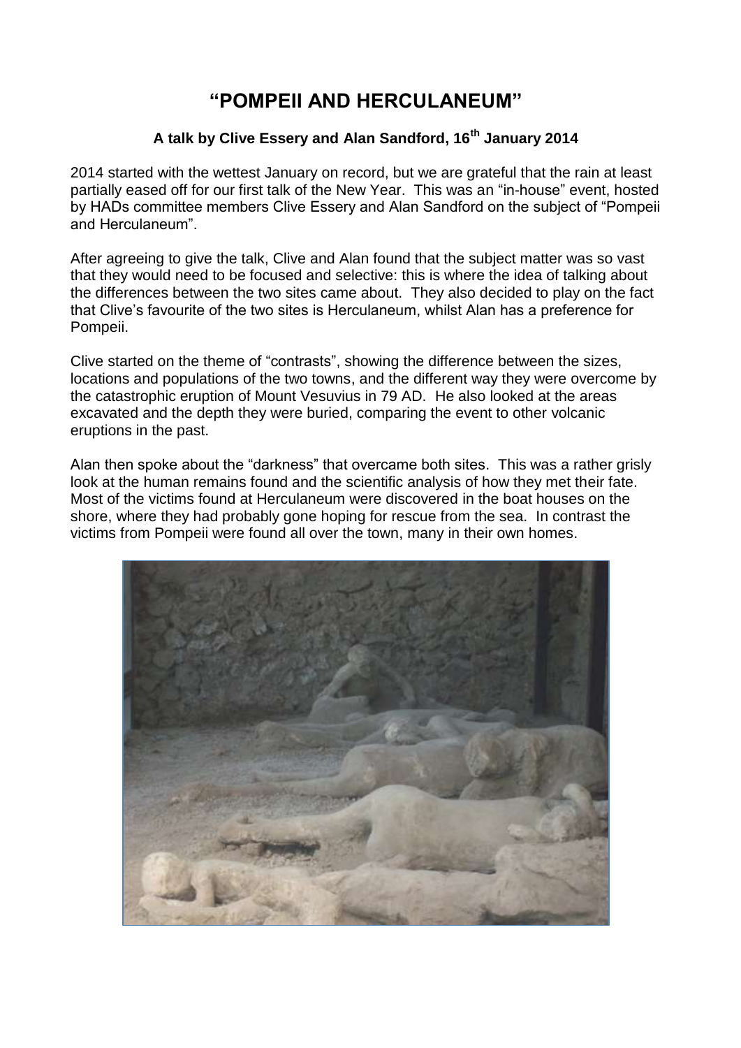# "POMPEII AND HERCULANEUM"

### A talk by Clive Essery and Alan Sandford, 16th January 2014

2014 started with the wettest January on record, but we are grateful that the rain at least partially eased off for our first talk of the New Year. This was an "in-house" event, hosted by HADs committee members Clive Essery and Alan Sandford on the subject of "Pompeii and Herculaneum".

After agreeing to give the talk, Clive and Alan found that the subject matter was so vast that they would need to be focused and selective: this is where the idea of talking about the differences between the two sites came about. They also decided to play on the fact that Clive's favourite of the two sites is Herculaneum, whilst Alan has a preference for Pompeii.

Clive started on the theme of "contrasts", showing the difference between the sizes, locations and populations of the two towns, and the different way they were overcome by the catastrophic eruption of Mount Vesuvius in 79 AD. He also looked at the areas excavated and the depth they were buried, comparing the event to other volcanic eruptions in the past.

Alan then spoke about the "darkness" that overcame both sites. This was a rather grisly look at the human remains found and the scientific analysis of how they met their fate. Most of the victims found at Herculaneum were discovered in the boat houses on the shore, where they had probably gone hoping for rescue from the sea. In contrast the victims from Pompeii were found all over the town, many in their own homes.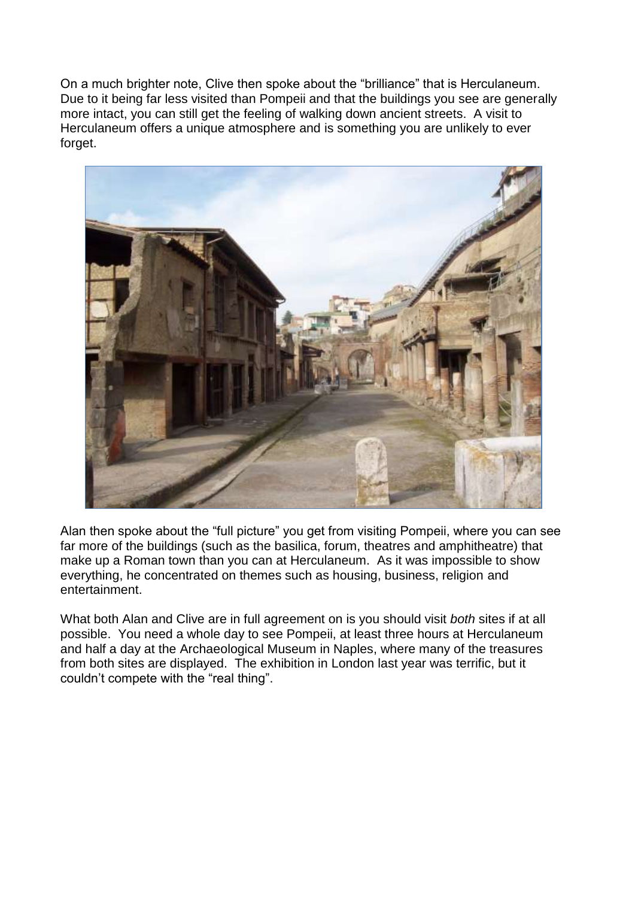On a much brighter note, Clive then spoke about the "brilliance" that is Herculaneum. Due to it being far less visited than Pompeii and that the buildings you see are generally more intact, you can still get the feeling of walking down ancient streets. A visit to Herculaneum offers a unique atmosphere and is something you are unlikely to ever forget.

Alan then spoke about the "full picture" you get from visiting Pompeii, where you can see far more of the buildings (such as the basilica, forum, theatres and amphitheatre) that make up a Roman town than you can at Herculaneum. As it was impossible to show everything, he concentrated on themes such as housing, business, religion and entertainment.

What both Alan and Clive are in full agreement on is you should visit *both* sites if at all possible. You need a whole day to see Pompeii, at least three hours at Herculaneum and half a day at the Archaeological Museum in Naples, where many of the treasures from both sites are displayed. The exhibition in London last year was terrific, but it couldn't compete with the "real thing".